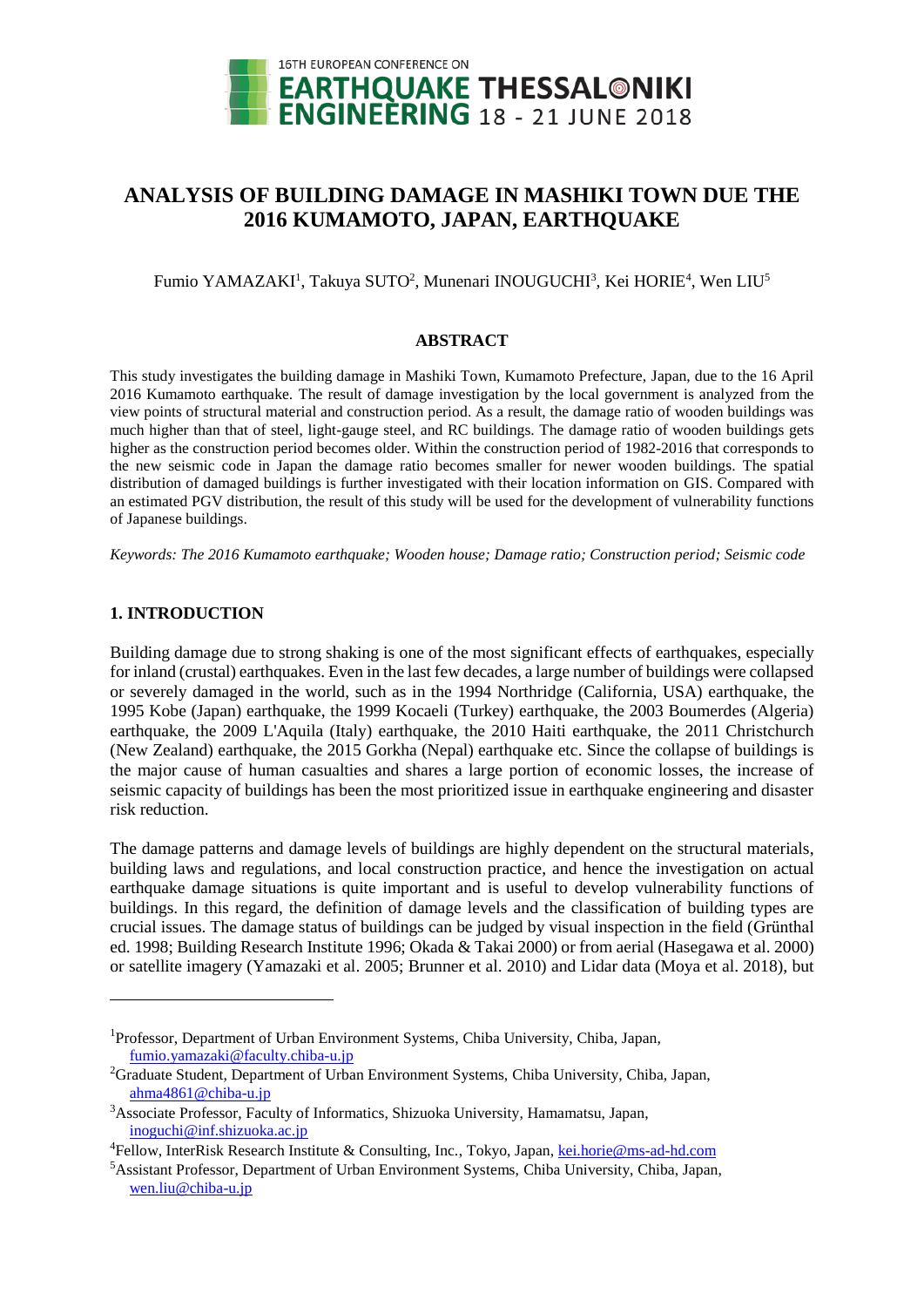# ANALYSIS OF BUILDING DAMAGE IN MASHIKI TOWN DUE THE 2016 KUMAMOTO, JAPAN, EARTHQUAKE

Fumio YAMAZAKI[1], Takuya SUTO[2], Munenari INOUGUCHI[3], Kei HORIE[4], Wen LIU[5]

## ABSTRACT

This study investigates the building damage in Mashiki Town, Kumamoto Prefecture, Japan, due to the 16 April 2016 Kumamoto earthquake. The result of damage investigation by the local government is analyzed from the view points of structural material and construction period. As a result, the damage ratio of wooden buildings was much higher than that of steel, light-gauge steel, and RC buildings. The damage ratio of wooden buildings gets higher as the construction period becomes older. Within the construction period of 1982-2016 that corresponds to the new seismic code in Japan the damage ratio becomes smaller for newer wooden buildings. The spatial distribution of damaged buildings is further investigated with their location information on GIS. Compared with an estimated PGV distribution, the result of this study will be used for the development of vulnerability functions of Japanese buildings.

*Keywords: The 2016 Kumamoto earthquake; Wooden house; Damage ratio; Construction period; Seismic code*

## 1. INTRODUCTION

Building damage due to strong shaking is one of the most significant effects of earthquakes, especially for inland (crustal) earthquakes. Even in the last few decades, a large number of buildings were collapsed or severely damaged in the world, such as in the 1994 Northridge (California, USA) earthquake, the 1995 Kobe (Japan) earthquake, the 1999 Kocaeli (Turkey) earthquake, the 2003 Boumerdes (Algeria) earthquake, the 2009 L'Aquila (Italy) earthquake, the 2010 Haiti earthquake, the 2011 Christchurch (New Zealand) earthquake, the 2015 Gorkha (Nepal) earthquake etc. Since the collapse of buildings is the major cause of human casualties and shares a large portion of economic losses, the increase of seismic capacity of buildings has been the most prioritized issue in earthquake engineering and disaster risk reduction.

The damage patterns and damage levels of buildings are highly dependent on the structural materials, building laws and regulations, and local construction practice, and hence the investigation on actual earthquake damage situations is quite important and is useful to develop vulnerability functions of buildings. In this regard, the definition of damage levels and the classification of building types are crucial issues. The damage status of buildings can be judged by visual inspection in the field (Grünthal ed. 1998; Building Research Institute 1996; Okada & Takai 2000) or from aerial (Hasegawa et al. 2000) or satellite imagery (Yamazaki et al. 2005; Brunner et al. 2010) and Lidar data (Moya et al. 2018), but

---

[1]Professor, Department of Urban Environment Systems, Chiba University, Chiba, Japan, fumio.yamazaki@faculty.chiba-u.jp

[2]Graduate Student, Department of Urban Environment Systems, Chiba University, Chiba, Japan, ahma4861@chiba-u.jp

[3]Associate Professor, Faculty of Informatics, Shizuoka University, Hamamatsu, Japan, inoguchi@inf.shizuoka.ac.jp

[4]Fellow, InterRisk Research Institute & Consulting, Inc., Tokyo, Japan, kei.horie@ms-ad-hd.com

[5]Assistant Professor, Department of Urban Environment Systems, Chiba University, Chiba, Japan, wen.liu@chiba-u.jp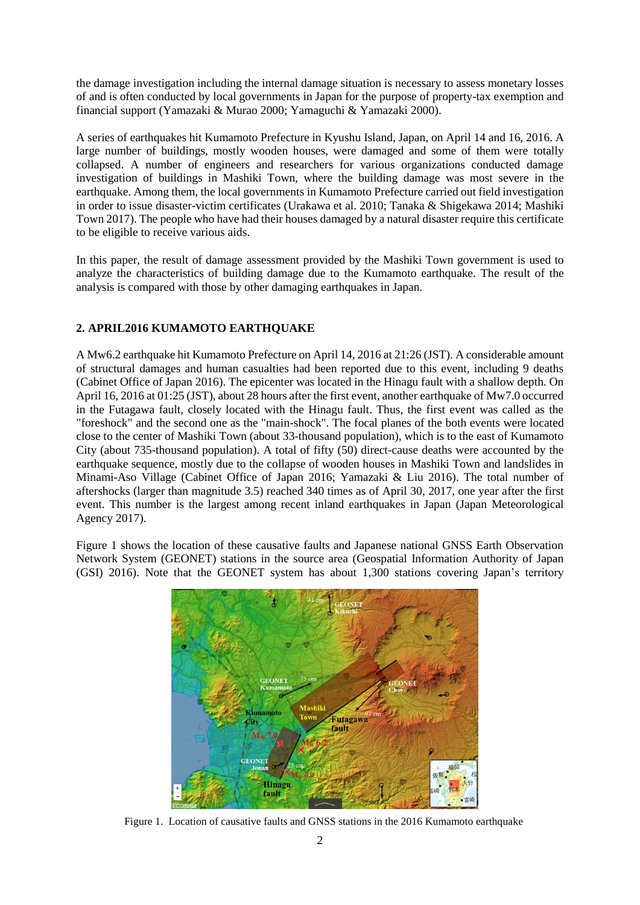the damage investigation including the internal damage situation is necessary to assess monetary losses of and is often conducted by local governments in Japan for the purpose of property-tax exemption and financial support (Yamazaki & Murao 2000; Yamaguchi & Yamazaki 2000).

A series of earthquakes hit Kumamoto Prefecture in Kyushu Island, Japan, on April 14 and 16, 2016. A large number of buildings, mostly wooden houses, were damaged and some of them were totally collapsed. A number of engineers and researchers for various organizations conducted damage investigation of buildings in Mashiki Town, where the building damage was most severe in the earthquake. Among them, the local governments in Kumamoto Prefecture carried out field investigation in order to issue disaster-victim certificates (Urakawa et al. 2010; Tanaka & Shigekawa 2014; Mashiki Town 2017). The people who have had their houses damaged by a natural disaster require this certificate to be eligible to receive various aids.

In this paper, the result of damage assessment provided by the Mashiki Town government is used to analyze the characteristics of building damage due to the Kumamoto earthquake. The result of the analysis is compared with those by other damaging earthquakes in Japan.

## 2. APRIL2016 KUMAMOTO EARTHQUAKE

A Mw6.2 earthquake hit Kumamoto Prefecture on April 14, 2016 at 21:26 (JST). A considerable amount of structural damages and human casualties had been reported due to this event, including 9 deaths (Cabinet Office of Japan 2016). The epicenter was located in the Hinagu fault with a shallow depth. On April 16, 2016 at 01:25 (JST), about 28 hours after the first event, another earthquake of Mw7.0 occurred in the Futagawa fault, closely located with the Hinagu fault. Thus, the first event was called as the "foreshock" and the second one as the "main-shock". The focal planes of the both events were located close to the center of Mashiki Town (about 33-thousand population), which is to the east of Kumamoto City (about 735-thousand population). A total of fifty (50) direct-cause deaths were accounted by the earthquake sequence, mostly due to the collapse of wooden houses in Mashiki Town and landslides in Minami-Aso Village (Cabinet Office of Japan 2016; Yamazaki & Liu 2016). The total number of aftershocks (larger than magnitude 3.5) reached 340 times as of April 30, 2017, one year after the first event. This number is the largest among recent inland earthquakes in Japan (Japan Meteorological Agency 2017).

Figure 1 shows the location of these causative faults and Japanese national GNSS Earth Observation Network System (GEONET) stations in the source area (Geospatial Information Authority of Japan (GSI) 2016). Note that the GEONET system has about 1,300 stations covering Japan's territory

Figure 1. Location of causative faults and GNSS stations in the 2016 Kumamoto earthquake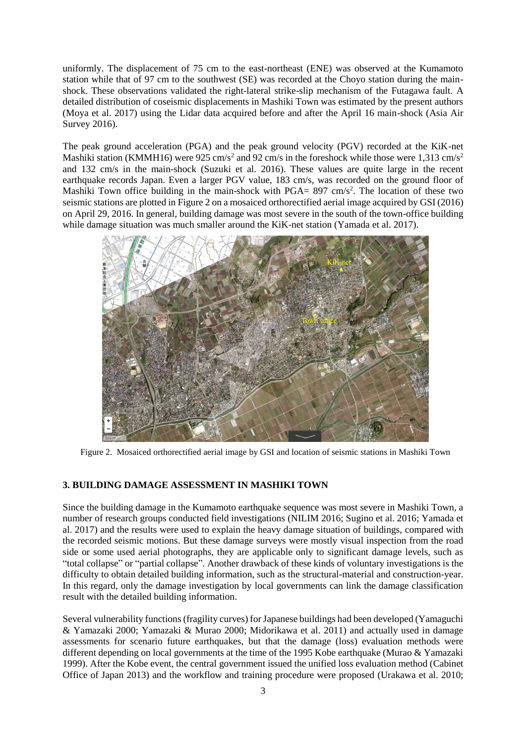uniformly. The displacement of 75 cm to the east-northeast (ENE) was observed at the Kumamoto station while that of 97 cm to the southwest (SE) was recorded at the Choyo station during the main-shock. These observations validated the right-lateral strike-slip mechanism of the Futagawa fault. A detailed distribution of coseismic displacements in Mashiki Town was estimated by the present authors (Moya et al. 2017) using the Lidar data acquired before and after the April 16 main-shock (Asia Air Survey 2016).

The peak ground acceleration (PGA) and the peak ground velocity (PGV) recorded at the KiK-net Mashiki station (KMMH16) were 925 cm/s$^2$ and 92 cm/s in the foreshock while those were 1,313 cm/s$^2$ and 132 cm/s in the main-shock (Suzuki et al. 2016). These values are quite large in the recent earthquake records Japan. Even a larger PGV value, 183 cm/s, was recorded on the ground floor of Mashiki Town office building in the main-shock with PGA= 897 cm/s$^2$. The location of these two seismic stations are plotted in Figure 2 on a mosaiced orthorectified aerial image acquired by GSI (2016) on April 29, 2016. In general, building damage was most severe in the south of the town-office building while damage situation was much smaller around the KiK-net station (Yamada et al. 2017).

Figure 2. Mosaiced orthorectified aerial image by GSI and location of seismic stations in Mashiki Town

## 3. BUILDING DAMAGE ASSESSMENT IN MASHIKI TOWN

Since the building damage in the Kumamoto earthquake sequence was most severe in Mashiki Town, a number of research groups conducted field investigations (NILIM 2016; Sugino et al. 2016; Yamada et al. 2017) and the results were used to explain the heavy damage situation of buildings, compared with the recorded seismic motions. But these damage surveys were mostly visual inspection from the road side or some used aerial photographs, they are applicable only to significant damage levels, such as "total collapse" or "partial collapse". Another drawback of these kinds of voluntary investigations is the difficulty to obtain detailed building information, such as the structural-material and construction-year. In this regard, only the damage investigation by local governments can link the damage classification result with the detailed building information.

Several vulnerability functions (fragility curves) for Japanese buildings had been developed (Yamaguchi & Yamazaki 2000; Yamazaki & Murao 2000; Midorikawa et al. 2011) and actually used in damage assessments for scenario future earthquakes, but that the damage (loss) evaluation methods were different depending on local governments at the time of the 1995 Kobe earthquake (Murao & Yamazaki 1999). After the Kobe event, the central government issued the unified loss evaluation method (Cabinet Office of Japan 2013) and the workflow and training procedure were proposed (Urakawa et al. 2010;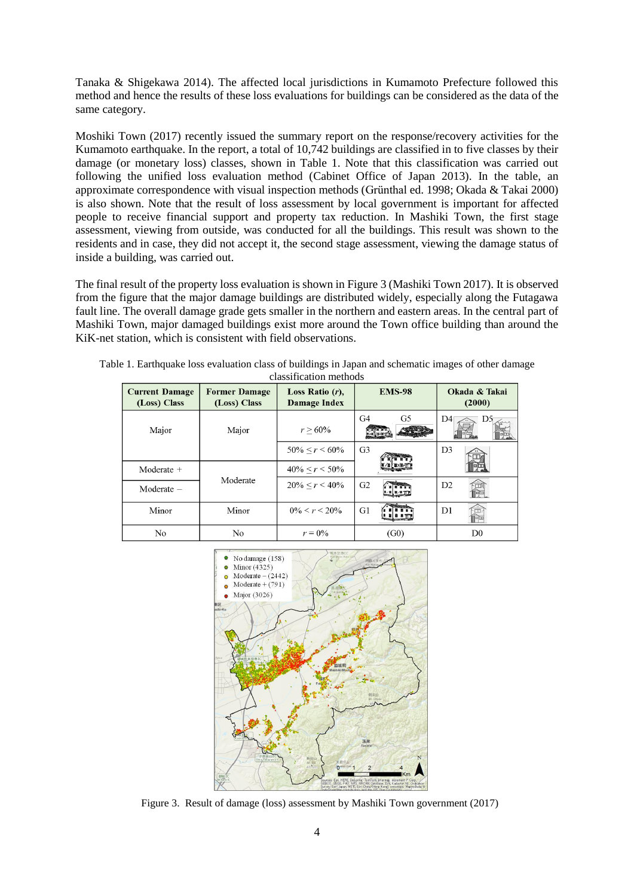Tanaka & Shigekawa 2014). The affected local jurisdictions in Kumamoto Prefecture followed this method and hence the results of these loss evaluations for buildings can be considered as the data of the same category.

Moshiki Town (2017) recently issued the summary report on the response/recovery activities for the Kumamoto earthquake. In the report, a total of 10,742 buildings are classified in to five classes by their damage (or monetary loss) classes, shown in Table 1. Note that this classification was carried out following the unified loss evaluation method (Cabinet Office of Japan 2013). In the table, an approximate correspondence with visual inspection methods (Grünthal ed. 1998; Okada & Takai 2000) is also shown. Note that the result of loss assessment by local government is important for affected people to receive financial support and property tax reduction. In Mashiki Town, the first stage assessment, viewing from outside, was conducted for all the buildings. This result was shown to the residents and in case, they did not accept it, the second stage assessment, viewing the damage status of inside a building, was carried out.

The final result of the property loss evaluation is shown in Figure 3 (Mashiki Town 2017). It is observed from the figure that the major damage buildings are distributed widely, especially along the Futagawa fault line. The overall damage grade gets smaller in the northern and eastern areas. In the central part of Mashiki Town, major damaged buildings exist more around the Town office building than around the KiK-net station, which is consistent with field observations.

Table 1. Earthquake loss evaluation class of buildings in Japan and schematic images of other damage classification methods

| Current Damage (Loss) Class | Former Damage (Loss) Class | Loss Ratio ($r$), Damage Index | EMS-98 | Okada & Takai (2000) |
|---|---|---|---|---|
| Major | Major | $r \geq 60\%$ | G4 G5 | D4 D5 |
| | | $50\% \leq r < 60\%$ | G3 | D3 |
| Moderate + | Moderate | $40\% \leq r < 50\%$ | | |
| Moderate – | | $20\% \leq r < 40\%$ | G2 | D2 |
| Minor | Minor | $0\% < r < 20\%$ | G1 | D1 |
| No | No | $r = 0\%$ | (G0) | D0 |

Figure 3. Result of damage (loss) assessment by Mashiki Town government (2017)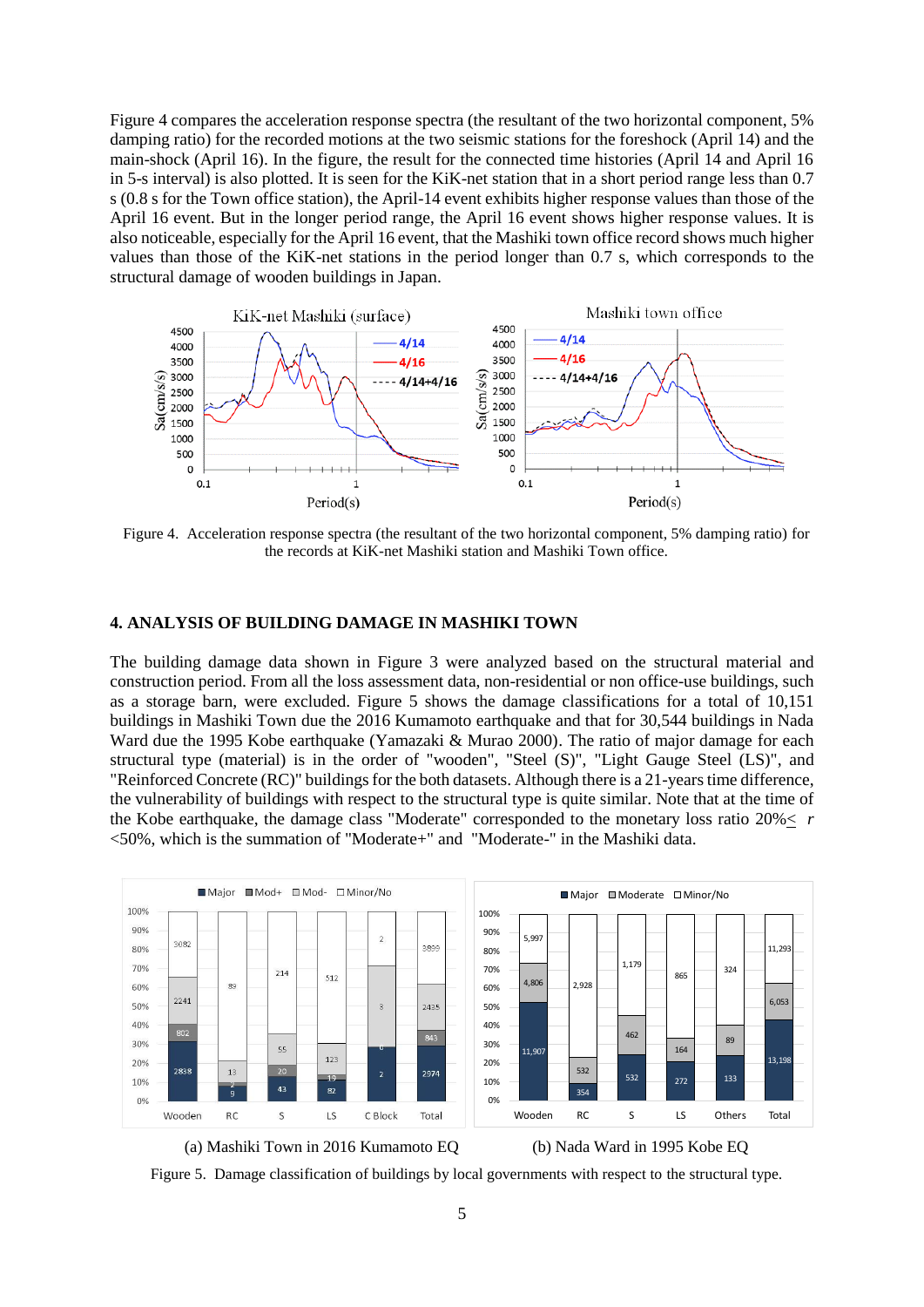Figure 4 compares the acceleration response spectra (the resultant of the two horizontal component, 5% damping ratio) for the recorded motions at the two seismic stations for the foreshock (April 14) and the main-shock (April 16). In the figure, the result for the connected time histories (April 14 and April 16 in 5-s interval) is also plotted. It is seen for the KiK-net station that in a short period range less than 0.7 s (0.8 s for the Town office station), the April-14 event exhibits higher response values than those of the April 16 event. But in the longer period range, the April 16 event shows higher response values. It is also noticeable, especially for the April 16 event, that the Mashiki town office record shows much higher values than those of the KiK-net stations in the period longer than 0.7 s, which corresponds to the structural damage of wooden buildings in Japan.

Figure 4. Acceleration response spectra (the resultant of the two horizontal component, 5% damping ratio) for the records at KiK-net Mashiki station and Mashiki Town office.

## 4. ANALYSIS OF BUILDING DAMAGE IN MASHIKI TOWN

The building damage data shown in Figure 3 were analyzed based on the structural material and construction period. From all the loss assessment data, non-residential or non office-use buildings, such as a storage barn, were excluded. Figure 5 shows the damage classifications for a total of 10,151 buildings in Mashiki Town due the 2016 Kumamoto earthquake and that for 30,544 buildings in Nada Ward due the 1995 Kobe earthquake (Yamazaki & Murao 2000). The ratio of major damage for each structural type (material) is in the order of "wooden", "Steel (S)", "Light Gauge Steel (LS)", and "Reinforced Concrete (RC)" buildings for the both datasets. Although there is a 21-years time difference, the vulnerability of buildings with respect to the structural type is quite similar. Note that at the time of the Kobe earthquake, the damage class "Moderate" corresponded to the monetary loss ratio $20\% \leq r < 50\%$, which is the summation of "Moderate+" and "Moderate-" in the Mashiki data.

(a) Mashiki Town in 2016 Kumamoto EQ (b) Nada Ward in 1995 Kobe EQ

Figure 5. Damage classification of buildings by local governments with respect to the structural type.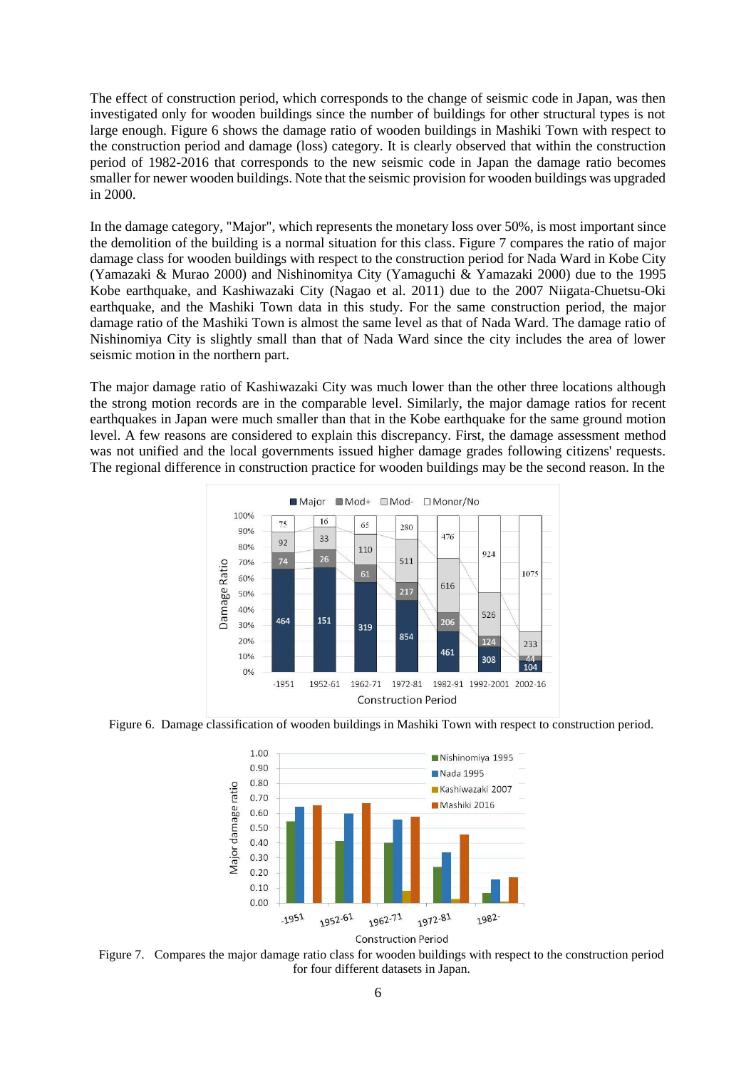The effect of construction period, which corresponds to the change of seismic code in Japan, was then investigated only for wooden buildings since the number of buildings for other structural types is not large enough. Figure 6 shows the damage ratio of wooden buildings in Mashiki Town with respect to the construction period and damage (loss) category. It is clearly observed that within the construction period of 1982-2016 that corresponds to the new seismic code in Japan the damage ratio becomes smaller for newer wooden buildings. Note that the seismic provision for wooden buildings was upgraded in 2000.

In the damage category, "Major", which represents the monetary loss over 50%, is most important since the demolition of the building is a normal situation for this class. Figure 7 compares the ratio of major damage class for wooden buildings with respect to the construction period for Nada Ward in Kobe City (Yamazaki & Murao 2000) and Nishinomitya City (Yamaguchi & Yamazaki 2000) due to the 1995 Kobe earthquake, and Kashiwazaki City (Nagao et al. 2011) due to the 2007 Niigata-Chuetsu-Oki earthquake, and the Mashiki Town data in this study. For the same construction period, the major damage ratio of the Mashiki Town is almost the same level as that of Nada Ward. The damage ratio of Nishinomiya City is slightly small than that of Nada Ward since the city includes the area of lower seismic motion in the northern part.

The major damage ratio of Kashiwazaki City was much lower than the other three locations although the strong motion records are in the comparable level. Similarly, the major damage ratios for recent earthquakes in Japan were much smaller than that in the Kobe earthquake for the same ground motion level. A few reasons are considered to explain this discrepancy. First, the damage assessment method was not unified and the local governments issued higher damage grades following citizens' requests. The regional difference in construction practice for wooden buildings may be the second reason. In the

Figure 6. Damage classification of wooden buildings in Mashiki Town with respect to construction period.

Figure 7. Compares the major damage ratio class for wooden buildings with respect to the construction period for four different datasets in Japan.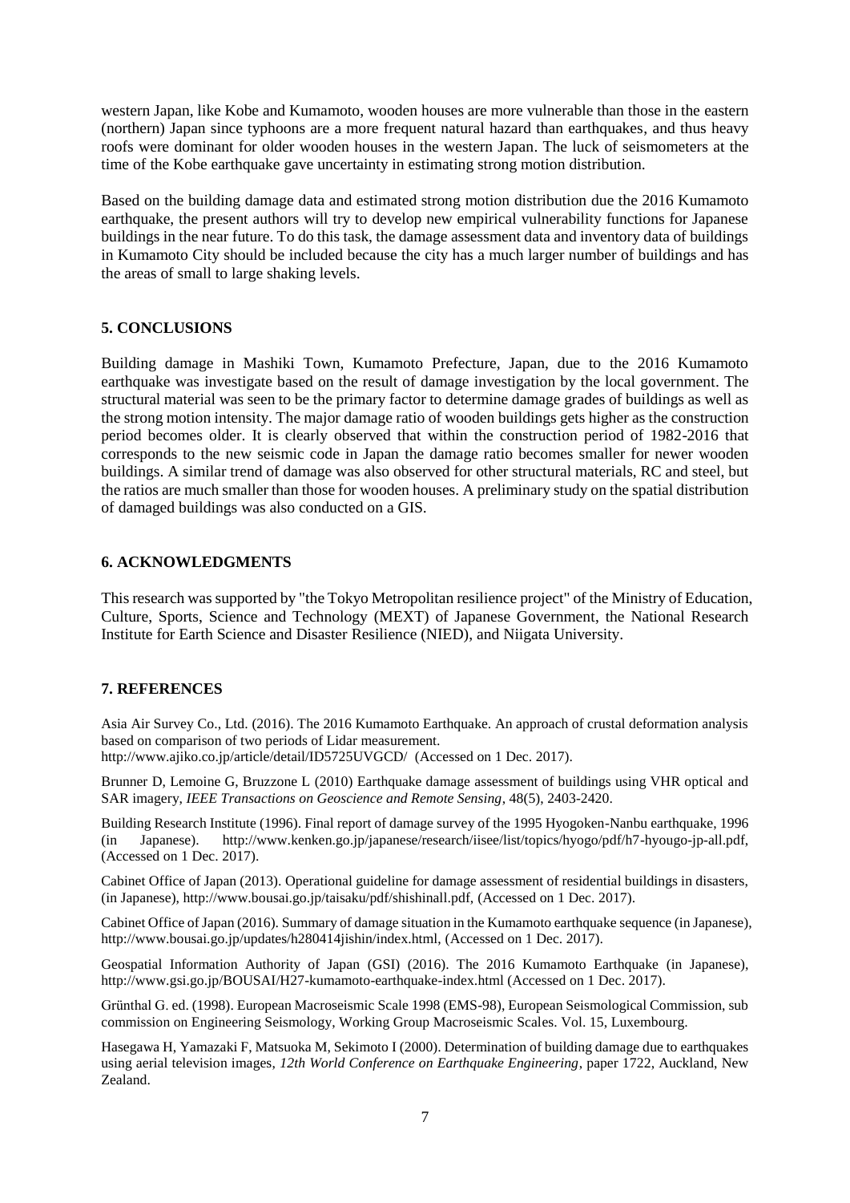western Japan, like Kobe and Kumamoto, wooden houses are more vulnerable than those in the eastern (northern) Japan since typhoons are a more frequent natural hazard than earthquakes, and thus heavy roofs were dominant for older wooden houses in the western Japan. The luck of seismometers at the time of the Kobe earthquake gave uncertainty in estimating strong motion distribution.

Based on the building damage data and estimated strong motion distribution due the 2016 Kumamoto earthquake, the present authors will try to develop new empirical vulnerability functions for Japanese buildings in the near future. To do this task, the damage assessment data and inventory data of buildings in Kumamoto City should be included because the city has a much larger number of buildings and has the areas of small to large shaking levels.

## 5. CONCLUSIONS

Building damage in Mashiki Town, Kumamoto Prefecture, Japan, due to the 2016 Kumamoto earthquake was investigate based on the result of damage investigation by the local government. The structural material was seen to be the primary factor to determine damage grades of buildings as well as the strong motion intensity. The major damage ratio of wooden buildings gets higher as the construction period becomes older. It is clearly observed that within the construction period of 1982-2016 that corresponds to the new seismic code in Japan the damage ratio becomes smaller for newer wooden buildings. A similar trend of damage was also observed for other structural materials, RC and steel, but the ratios are much smaller than those for wooden houses. A preliminary study on the spatial distribution of damaged buildings was also conducted on a GIS.

## 6. ACKNOWLEDGMENTS

This research was supported by "the Tokyo Metropolitan resilience project" of the Ministry of Education, Culture, Sports, Science and Technology (MEXT) of Japanese Government, the National Research Institute for Earth Science and Disaster Resilience (NIED), and Niigata University.

## 7. REFERENCES

Asia Air Survey Co., Ltd. (2016). The 2016 Kumamoto Earthquake. An approach of crustal deformation analysis based on comparison of two periods of Lidar measurement. http://www.ajiko.co.jp/article/detail/ID5725UVGCD/ (Accessed on 1 Dec. 2017).

Brunner D, Lemoine G, Bruzzone L (2010) Earthquake damage assessment of buildings using VHR optical and SAR imagery, *IEEE Transactions on Geoscience and Remote Sensing*, 48(5), 2403-2420.

Building Research Institute (1996). Final report of damage survey of the 1995 Hyogoken-Nanbu earthquake, 1996 (in Japanese). http://www.kenken.go.jp/japanese/research/iisee/list/topics/hyogo/pdf/h7-hyougo-jp-all.pdf, (Accessed on 1 Dec. 2017).

Cabinet Office of Japan (2013). Operational guideline for damage assessment of residential buildings in disasters, (in Japanese), http://www.bousai.go.jp/taisaku/pdf/shishinall.pdf, (Accessed on 1 Dec. 2017).

Cabinet Office of Japan (2016). Summary of damage situation in the Kumamoto earthquake sequence (in Japanese), http://www.bousai.go.jp/updates/h280414jishin/index.html, (Accessed on 1 Dec. 2017).

Geospatial Information Authority of Japan (GSI) (2016). The 2016 Kumamoto Earthquake (in Japanese), http://www.gsi.go.jp/BOUSAI/H27-kumamoto-earthquake-index.html (Accessed on 1 Dec. 2017).

Grünthal G. ed. (1998). European Macroseismic Scale 1998 (EMS-98), European Seismological Commission, sub commission on Engineering Seismology, Working Group Macroseismic Scales. Vol. 15, Luxembourg.

Hasegawa H, Yamazaki F, Matsuoka M, Sekimoto I (2000). Determination of building damage due to earthquakes using aerial television images, *12th World Conference on Earthquake Engineering*, paper 1722, Auckland, New Zealand.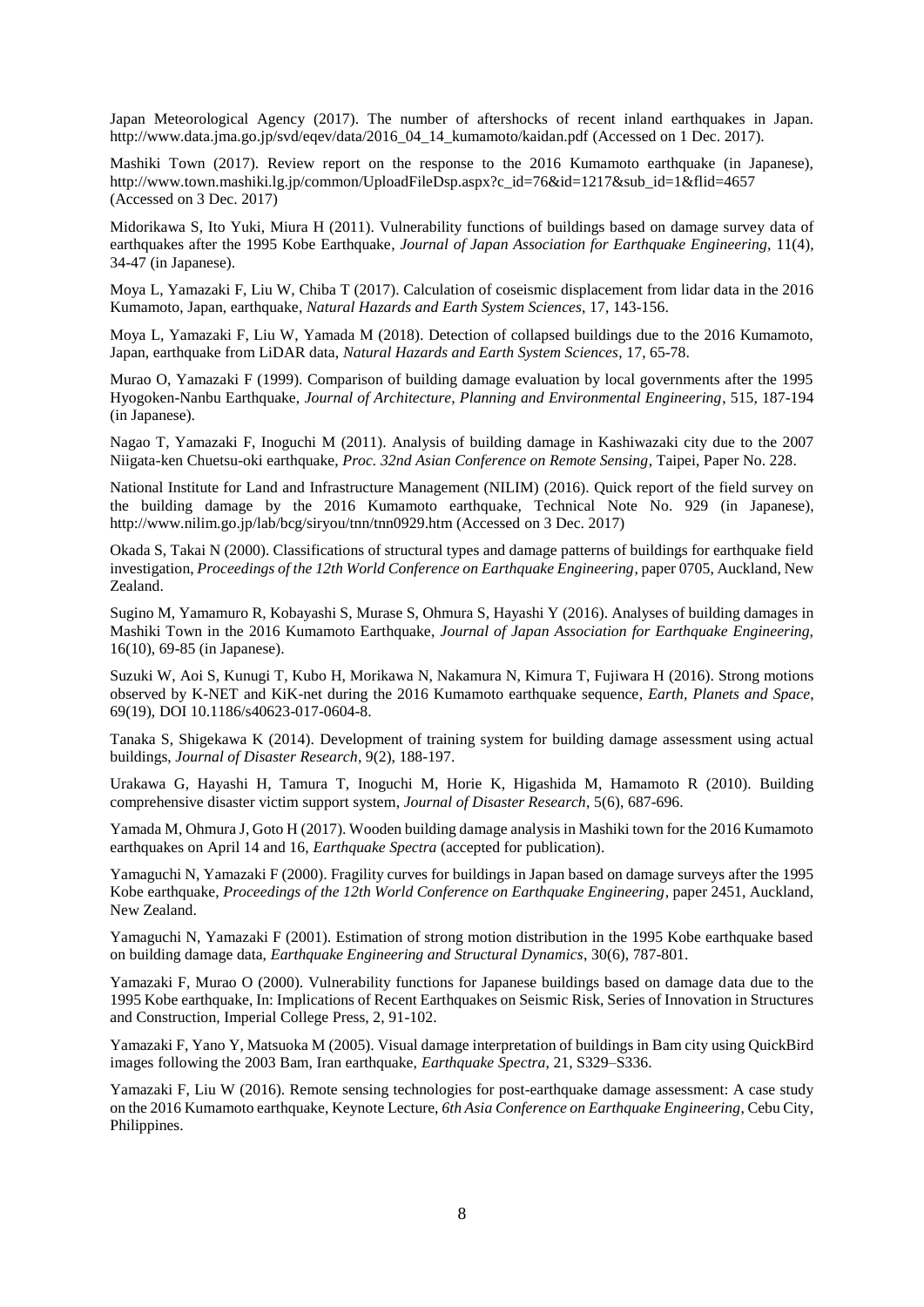Japan Meteorological Agency (2017). The number of aftershocks of recent inland earthquakes in Japan. http://www.data.jma.go.jp/svd/eqev/data/2016_04_14_kumamoto/kaidan.pdf (Accessed on 1 Dec. 2017).

Mashiki Town (2017). Review report on the response to the 2016 Kumamoto earthquake (in Japanese), http://www.town.mashiki.lg.jp/common/UploadFileDsp.aspx?c_id=76&id=1217&sub_id=1&flid=4657 (Accessed on 3 Dec. 2017)

Midorikawa S, Ito Yuki, Miura H (2011). Vulnerability functions of buildings based on damage survey data of earthquakes after the 1995 Kobe Earthquake, *Journal of Japan Association for Earthquake Engineering*, 11(4), 34-47 (in Japanese).

Moya L, Yamazaki F, Liu W, Chiba T (2017). Calculation of coseismic displacement from lidar data in the 2016 Kumamoto, Japan, earthquake, *Natural Hazards and Earth System Sciences*, 17, 143-156.

Moya L, Yamazaki F, Liu W, Yamada M (2018). Detection of collapsed buildings due to the 2016 Kumamoto, Japan, earthquake from LiDAR data, *Natural Hazards and Earth System Sciences*, 17, 65-78.

Murao O, Yamazaki F (1999). Comparison of building damage evaluation by local governments after the 1995 Hyogoken-Nanbu Earthquake, *Journal of Architecture, Planning and Environmental Engineering*, 515, 187-194 (in Japanese).

Nagao T, Yamazaki F, Inoguchi M (2011). Analysis of building damage in Kashiwazaki city due to the 2007 Niigata-ken Chuetsu-oki earthquake, *Proc. 32nd Asian Conference on Remote Sensing*, Taipei, Paper No. 228.

National Institute for Land and Infrastructure Management (NILIM) (2016). Quick report of the field survey on the building damage by the 2016 Kumamoto earthquake, Technical Note No. 929 (in Japanese), http://www.nilim.go.jp/lab/bcg/siryou/tnn/tnn0929.htm (Accessed on 3 Dec. 2017)

Okada S, Takai N (2000). Classifications of structural types and damage patterns of buildings for earthquake field investigation, *Proceedings of the 12th World Conference on Earthquake Engineering*, paper 0705, Auckland, New Zealand.

Sugino M, Yamamuro R, Kobayashi S, Murase S, Ohmura S, Hayashi Y (2016). Analyses of building damages in Mashiki Town in the 2016 Kumamoto Earthquake, *Journal of Japan Association for Earthquake Engineering*, 16(10), 69-85 (in Japanese).

Suzuki W, Aoi S, Kunugi T, Kubo H, Morikawa N, Nakamura N, Kimura T, Fujiwara H (2016). Strong motions observed by K-NET and KiK-net during the 2016 Kumamoto earthquake sequence, *Earth, Planets and Space*, 69(19), DOI 10.1186/s40623-017-0604-8.

Tanaka S, Shigekawa K (2014). Development of training system for building damage assessment using actual buildings, *Journal of Disaster Research*, 9(2), 188-197.

Urakawa G, Hayashi H, Tamura T, Inoguchi M, Horie K, Higashida M, Hamamoto R (2010). Building comprehensive disaster victim support system, *Journal of Disaster Research*, 5(6), 687-696.

Yamada M, Ohmura J, Goto H (2017). Wooden building damage analysis in Mashiki town for the 2016 Kumamoto earthquakes on April 14 and 16, *Earthquake Spectra* (accepted for publication).

Yamaguchi N, Yamazaki F (2000). Fragility curves for buildings in Japan based on damage surveys after the 1995 Kobe earthquake, *Proceedings of the 12th World Conference on Earthquake Engineering*, paper 2451, Auckland, New Zealand.

Yamaguchi N, Yamazaki F (2001). Estimation of strong motion distribution in the 1995 Kobe earthquake based on building damage data, *Earthquake Engineering and Structural Dynamics*, 30(6), 787-801.

Yamazaki F, Murao O (2000). Vulnerability functions for Japanese buildings based on damage data due to the 1995 Kobe earthquake, In: Implications of Recent Earthquakes on Seismic Risk, Series of Innovation in Structures and Construction, Imperial College Press, 2, 91-102.

Yamazaki F, Yano Y, Matsuoka M (2005). Visual damage interpretation of buildings in Bam city using QuickBird images following the 2003 Bam, Iran earthquake, *Earthquake Spectra*, 21, S329–S336.

Yamazaki F, Liu W (2016). Remote sensing technologies for post-earthquake damage assessment: A case study on the 2016 Kumamoto earthquake, Keynote Lecture, *6th Asia Conference on Earthquake Engineering*, Cebu City, Philippines.